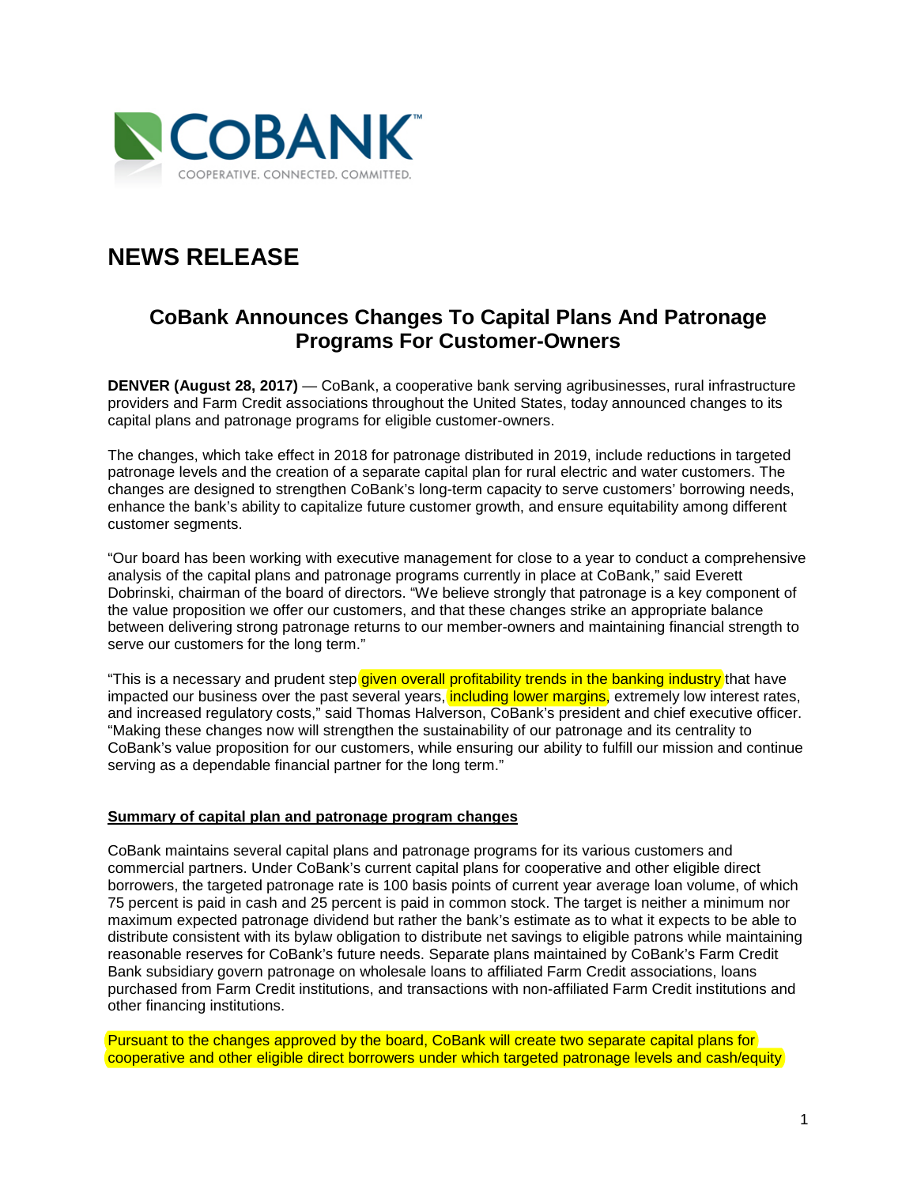# NEWS RELEASE

## CoBank Announces Changes To Capital Plans And Patronage Programs For Customer-Owners

**DENVER (August 28, 2017)** — CoBank, a cooperative bank serving agribusinesses, rural infrastructure providers and Farm Credit associations throughout the United States, today announced changes to its capital plans and patronage programs for eligible customer-owners.

The changes, which take effect in 2018 for patronage distributed in 2019, include reductions in targeted patronage levels and the creation of a separate capital plan for rural electric and water customers. The changes are designed to strengthen CoBank's long-term capacity to serve customers' borrowing needs, enhance the bank's ability to capitalize future customer growth, and ensure equitability among different customer segments.

"Our board has been working with executive management for close to a year to conduct a comprehensive analysis of the capital plans and patronage programs currently in place at CoBank," said Everett Dobrinski, chairman of the board of directors. "We believe strongly that patronage is a key component of the value proposition we offer our customers, and that these changes strike an appropriate balance between delivering strong patronage returns to our member-owners and maintaining financial strength to serve our customers for the long term."

"This is a necessary and prudent step given overall profitability trends in the banking industry that have impacted our business over the past several years, including lower margins, extremely low interest rates, and increased regulatory costs," said Thomas Halverson, CoBank's president and chief executive officer. "Making these changes now will strengthen the sustainability of our patronage and its centrality to CoBank's value proposition for our customers, while ensuring our ability to fulfill our mission and continue serving as a dependable financial partner for the long term."

**Summary of capital plan and patronage program changes**

CoBank maintains several capital plans and patronage programs for its various customers and commercial partners. Under CoBank's current capital plans for cooperative and other eligible direct borrowers, the targeted patronage rate is 100 basis points of current year average loan volume, of which 75 percent is paid in cash and 25 percent is paid in common stock. The target is neither a minimum nor maximum expected patronage dividend but rather the bank's estimate as to what it expects to be able to distribute consistent with its bylaw obligation to distribute net savings to eligible patrons while maintaining reasonable reserves for CoBank's future needs. Separate plans maintained by CoBank's Farm Credit Bank subsidiary govern patronage on wholesale loans to affiliated Farm Credit associations, loans purchased from Farm Credit institutions, and transactions with non-affiliated Farm Credit institutions and other financing institutions.

Pursuant to the changes approved by the board, CoBank will create two separate capital plans for cooperative and other eligible direct borrowers under which targeted patronage levels and cash/equity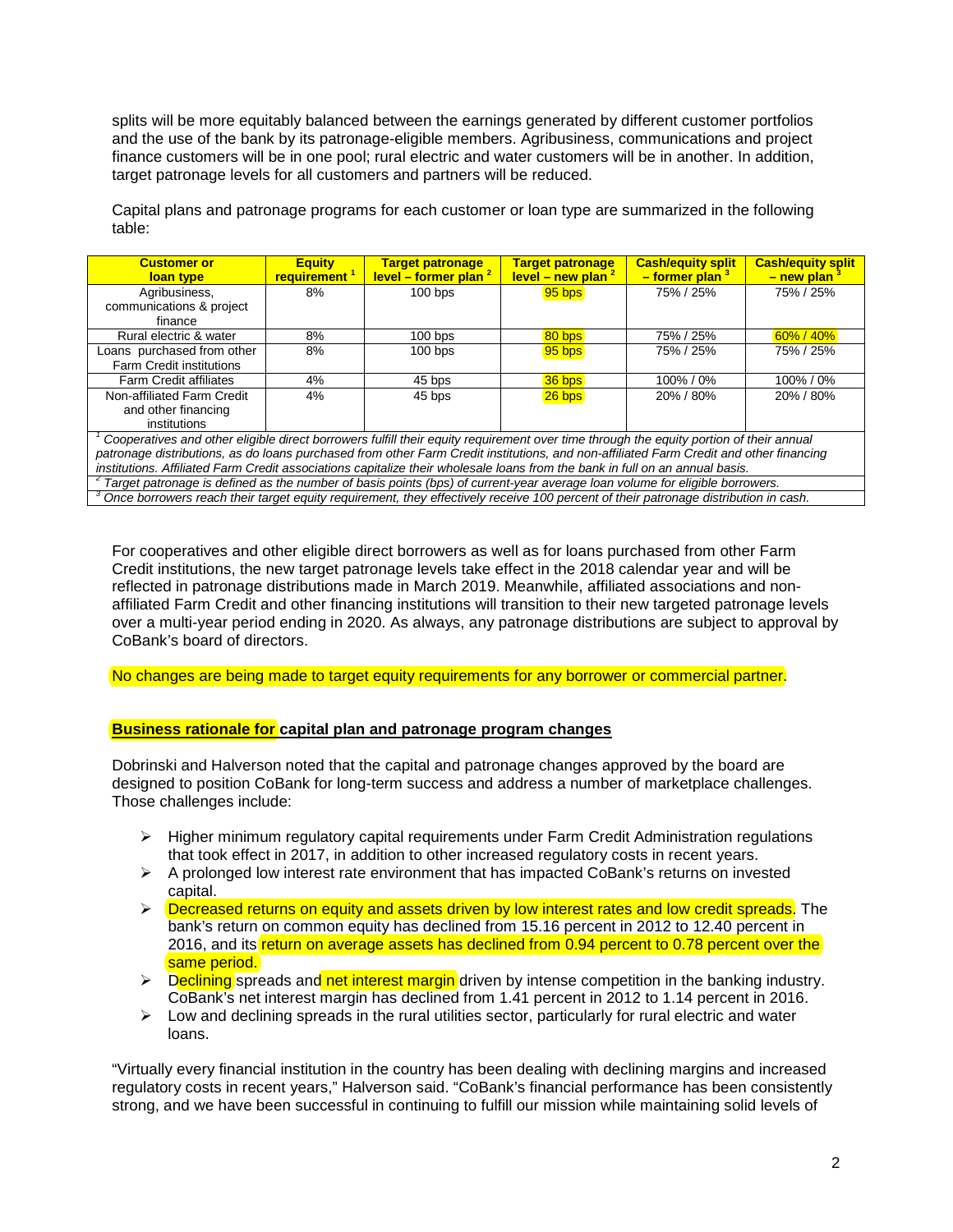splits will be more equitably balanced between the earnings generated by different customer portfolios and the use of the bank by its patronage-eligible members. Agribusiness, communications and project finance customers will be in one pool; rural electric and water customers will be in another. In addition, target patronage levels for all customers and partners will be reduced.

Capital plans and patronage programs for each customer or loan type are summarized in the following table:

| Customer or loan type | Equity requirement [1] | Target patronage level – former plan [2] | Target patronage level – new plan [2] | Cash/equity split – former plan [3] | Cash/equity split – new plan [3] |
|---|---|---|---|---|---|
| Agribusiness, communications & project finance | 8% | 100 bps | 95 bps | 75% / 25% | 75% / 25% |
| Rural electric & water | 8% | 100 bps | 80 bps | 75% / 25% | 60% / 40% |
| Loans purchased from other Farm Credit institutions | 8% | 100 bps | 95 bps | 75% / 25% | 75% / 25% |
| Farm Credit affiliates | 4% | 45 bps | 36 bps | 100% / 0% | 100% / 0% |
| Non-affiliated Farm Credit and other financing institutions | 4% | 45 bps | 26 bps | 20% / 80% | 20% / 80% |

*[1] Cooperatives and other eligible direct borrowers fulfill their equity requirement over time through the equity portion of their annual patronage distributions, as do loans purchased from other Farm Credit institutions, and non-affiliated Farm Credit and other financing institutions. Affiliated Farm Credit associations capitalize their wholesale loans from the bank in full on an annual basis.*

*[2] Target patronage is defined as the number of basis points (bps) of current-year average loan volume for eligible borrowers.*

*[3] Once borrowers reach their target equity requirement, they effectively receive 100 percent of their patronage distribution in cash.*

For cooperatives and other eligible direct borrowers as well as for loans purchased from other Farm Credit institutions, the new target patronage levels take effect in the 2018 calendar year and will be reflected in patronage distributions made in March 2019. Meanwhile, affiliated associations and non-affiliated Farm Credit and other financing institutions will transition to their new targeted patronage levels over a multi-year period ending in 2020. As always, any patronage distributions are subject to approval by CoBank's board of directors.

No changes are being made to target equity requirements for any borrower or commercial partner.

## Business rationale for capital plan and patronage program changes

Dobrinski and Halverson noted that the capital and patronage changes approved by the board are designed to position CoBank for long-term success and address a number of marketplace challenges. Those challenges include:

- Higher minimum regulatory capital requirements under Farm Credit Administration regulations that took effect in 2017, in addition to other increased regulatory costs in recent years.
- A prolonged low interest rate environment that has impacted CoBank's returns on invested capital.
- Decreased returns on equity and assets driven by low interest rates and low credit spreads. The bank's return on common equity has declined from 15.16 percent in 2012 to 12.40 percent in 2016, and its return on average assets has declined from 0.94 percent to 0.78 percent over the same period.
- Declining spreads and net interest margin driven by intense competition in the banking industry. CoBank's net interest margin has declined from 1.41 percent in 2012 to 1.14 percent in 2016.
- Low and declining spreads in the rural utilities sector, particularly for rural electric and water loans.

"Virtually every financial institution in the country has been dealing with declining margins and increased regulatory costs in recent years," Halverson said. "CoBank's financial performance has been consistently strong, and we have been successful in continuing to fulfill our mission while maintaining solid levels of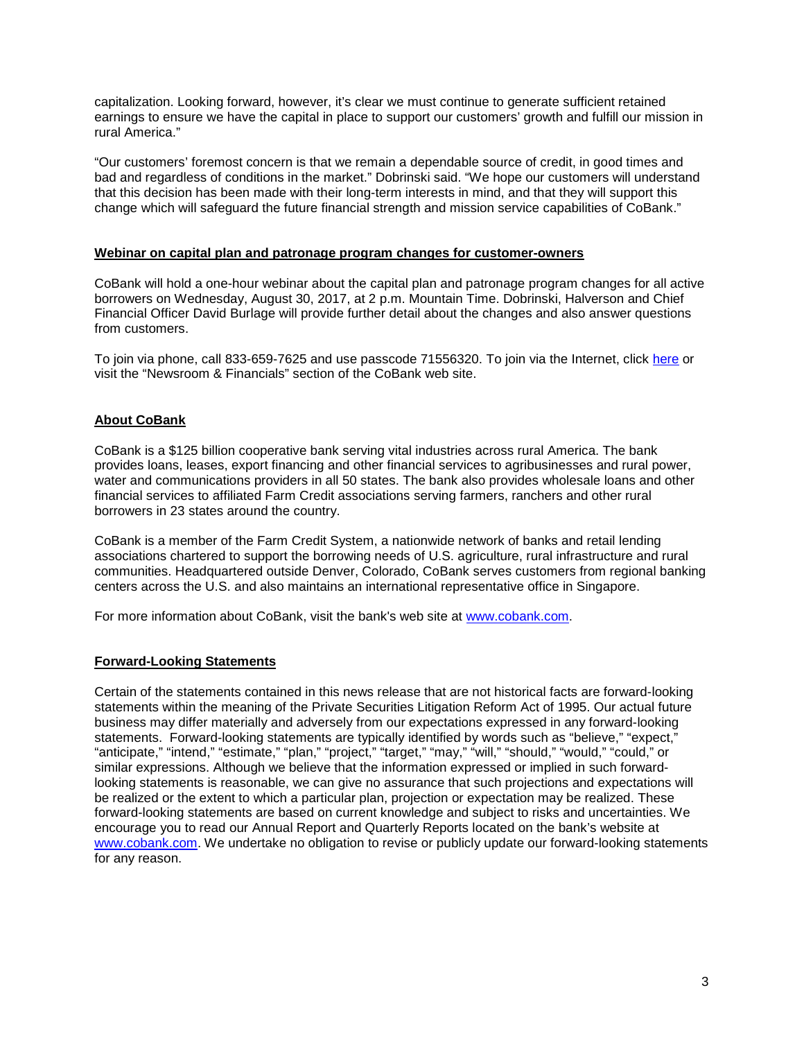capitalization. Looking forward, however, it's clear we must continue to generate sufficient retained earnings to ensure we have the capital in place to support our customers' growth and fulfill our mission in rural America."

"Our customers' foremost concern is that we remain a dependable source of credit, in good times and bad and regardless of conditions in the market." Dobrinski said. "We hope our customers will understand that this decision has been made with their long-term interests in mind, and that they will support this change which will safeguard the future financial strength and mission service capabilities of CoBank."

## Webinar on capital plan and patronage program changes for customer-owners

CoBank will hold a one-hour webinar about the capital plan and patronage program changes for all active borrowers on Wednesday, August 30, 2017, at 2 p.m. Mountain Time. Dobrinski, Halverson and Chief Financial Officer David Burlage will provide further detail about the changes and also answer questions from customers.

To join via phone, call 833-659-7625 and use passcode 71556320. To join via the Internet, click here or visit the "Newsroom & Financials" section of the CoBank web site.

## About CoBank

CoBank is a $125 billion cooperative bank serving vital industries across rural America. The bank provides loans, leases, export financing and other financial services to agribusinesses and rural power, water and communications providers in all 50 states. The bank also provides wholesale loans and other financial services to affiliated Farm Credit associations serving farmers, ranchers and other rural borrowers in 23 states around the country.

CoBank is a member of the Farm Credit System, a nationwide network of banks and retail lending associations chartered to support the borrowing needs of U.S. agriculture, rural infrastructure and rural communities. Headquartered outside Denver, Colorado, CoBank serves customers from regional banking centers across the U.S. and also maintains an international representative office in Singapore.

For more information about CoBank, visit the bank's web site at www.cobank.com.

## Forward-Looking Statements

Certain of the statements contained in this news release that are not historical facts are forward-looking statements within the meaning of the Private Securities Litigation Reform Act of 1995. Our actual future business may differ materially and adversely from our expectations expressed in any forward-looking statements. Forward-looking statements are typically identified by words such as "believe," "expect," "anticipate," "intend," "estimate," "plan," "project," "target," "may," "will," "should," "would," "could," or similar expressions. Although we believe that the information expressed or implied in such forward-looking statements is reasonable, we can give no assurance that such projections and expectations will be realized or the extent to which a particular plan, projection or expectation may be realized. These forward-looking statements are based on current knowledge and subject to risks and uncertainties. We encourage you to read our Annual Report and Quarterly Reports located on the bank's website at www.cobank.com. We undertake no obligation to revise or publicly update our forward-looking statements for any reason.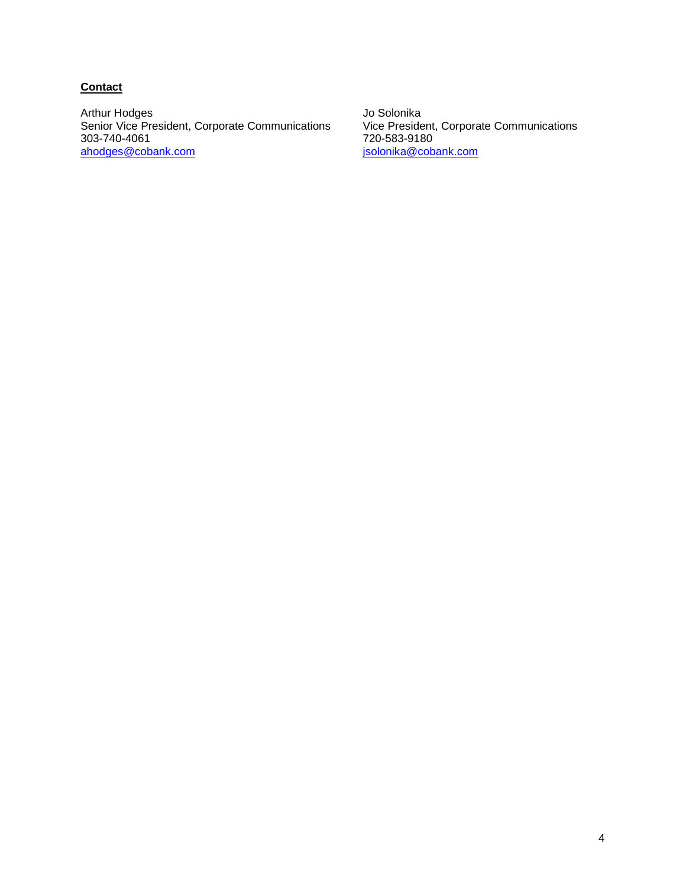**Contact**

Arthur Hodges
Senior Vice President, Corporate Communications
303-740-4061
ahodges@cobank.com

Jo Solonika
Vice President, Corporate Communications
720-583-9180
jsolonika@cobank.com